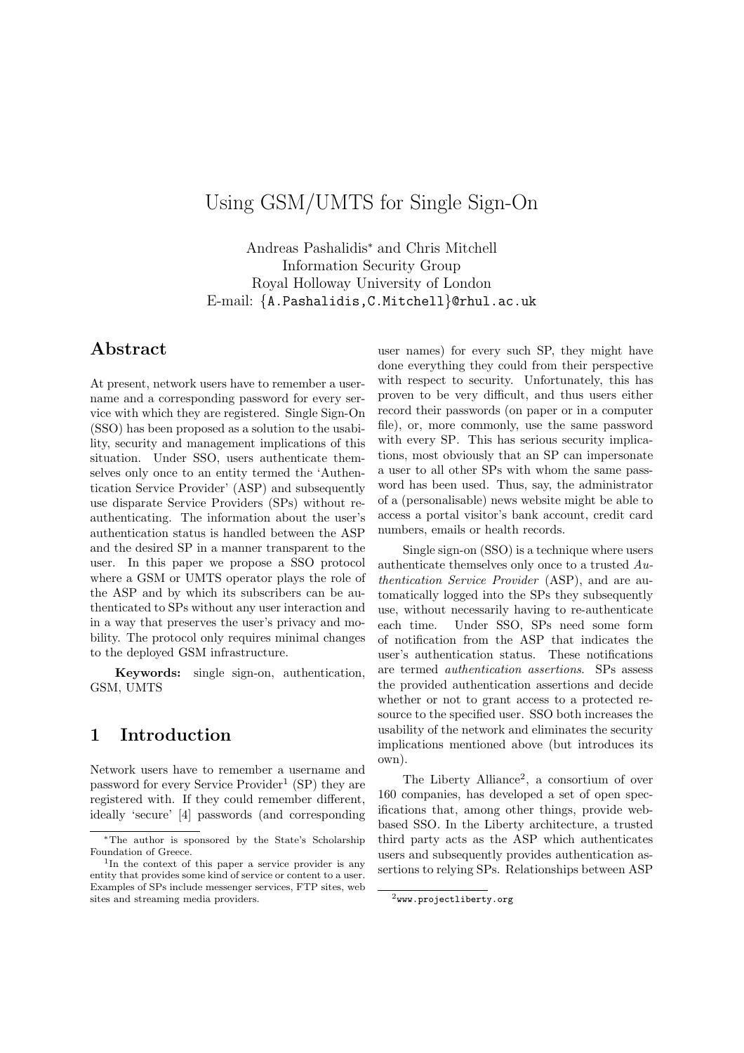# Using GSM/UMTS for Single Sign-On

Andreas Pashalidis* and Chris Mitchell
Information Security Group
Royal Holloway University of London
E-mail: {A.Pashalidis,C.Mitchell}@rhul.ac.uk

## Abstract

At present, network users have to remember a username and a corresponding password for every service with which they are registered. Single Sign-On (SSO) has been proposed as a solution to the usability, security and management implications of this situation. Under SSO, users authenticate themselves only once to an entity termed the 'Authentication Service Provider' (ASP) and subsequently use disparate Service Providers (SPs) without re-authenticating. The information about the user's authentication status is handled between the ASP and the desired SP in a manner transparent to the user. In this paper we propose a SSO protocol where a GSM or UMTS operator plays the role of the ASP and by which its subscribers can be authenticated to SPs without any user interaction and in a way that preserves the user's privacy and mobility. The protocol only requires minimal changes to the deployed GSM infrastructure.

**Keywords:** single sign-on, authentication, GSM, UMTS

## 1 Introduction

Network users have to remember a username and password for every Service Provider[1] (SP) they are registered with. If they could remember different, ideally 'secure' [4] passwords (and corresponding user names) for every such SP, they might have done everything they could from their perspective with respect to security. Unfortunately, this has proven to be very difficult, and thus users either record their passwords (on paper or in a computer file), or, more commonly, use the same password with every SP. This has serious security implications, most obviously that an SP can impersonate a user to all other SPs with whom the same password has been used. Thus, say, the administrator of a (personalisable) news website might be able to access a portal visitor's bank account, credit card numbers, emails or health records.

Single sign-on (SSO) is a technique where users authenticate themselves only once to a trusted *Authentication Service Provider* (ASP), and are automatically logged into the SPs they subsequently use, without necessarily having to re-authenticate each time. Under SSO, SPs need some form of notification from the ASP that indicates the user's authentication status. These notifications are termed *authentication assertions*. SPs assess the provided authentication assertions and decide whether or not to grant access to a protected resource to the specified user. SSO both increases the usability of the network and eliminates the security implications mentioned above (but introduces its own).

The Liberty Alliance[2], a consortium of over 160 companies, has developed a set of open specifications that, among other things, provide web-based SSO. In the Liberty architecture, a trusted third party acts as the ASP which authenticates users and subsequently provides authentication assertions to relying SPs. Relationships between ASP

---

*The author is sponsored by the State's Scholarship Foundation of Greece.

[1] In the context of this paper a service provider is any entity that provides some kind of service or content to a user. Examples of SPs include messenger services, FTP sites, web sites and streaming media providers.

[2] www.projectliberty.org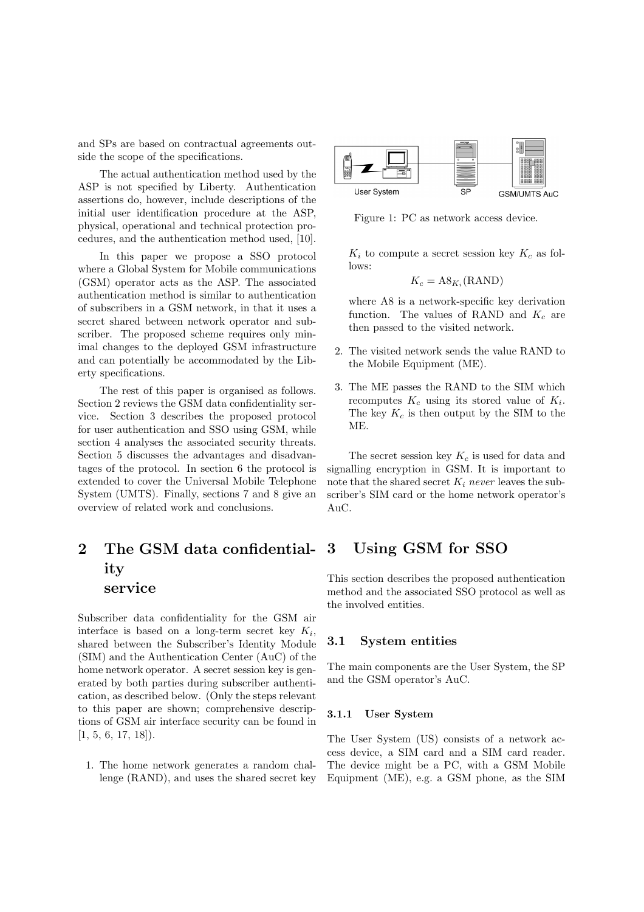and SPs are based on contractual agreements outside the scope of the specifications.

The actual authentication method used by the ASP is not specified by Liberty. Authentication assertions do, however, include descriptions of the initial user identification procedure at the ASP, physical, operational and technical protection procedures, and the authentication method used, [10].

In this paper we propose a SSO protocol where a Global System for Mobile communications (GSM) operator acts as the ASP. The associated authentication method is similar to authentication of subscribers in a GSM network, in that it uses a secret shared between network operator and subscriber. The proposed scheme requires only minimal changes to the deployed GSM infrastructure and can potentially be accommodated by the Liberty specifications.

The rest of this paper is organised as follows. Section 2 reviews the GSM data confidentiality service. Section 3 describes the proposed protocol for user authentication and SSO using GSM, while section 4 analyses the associated security threats. Section 5 discusses the advantages and disadvantages of the protocol. In section 6 the protocol is extended to cover the Universal Mobile Telephone System (UMTS). Finally, sections 7 and 8 give an overview of related work and conclusions.

# 2 The GSM data confidentiality service

Subscriber data confidentiality for the GSM air interface is based on a long-term secret key $K_i$, shared between the Subscriber's Identity Module (SIM) and the Authentication Center (AuC) of the home network operator. A secret session key is generated by both parties during subscriber authentication, as described below. (Only the steps relevant to this paper are shown; comprehensive descriptions of GSM air interface security can be found in [1, 5, 6, 17, 18]).

1. The home network generates a random challenge (RAND), and uses the shared secret key $K_i$ to compute a secret session key $K_c$ as follows:

   $$K_c = \mathrm{A8}_{K_i}(\mathrm{RAND})$$

   where A8 is a network-specific key derivation function. The values of RAND and $K_c$ are then passed to the visited network.

2. The visited network sends the value RAND to the Mobile Equipment (ME).

3. The ME passes the RAND to the SIM which recomputes $K_c$ using its stored value of $K_i$. The key $K_c$ is then output by the SIM to the ME.

User System | SP | GSM/UMTS AuC

Figure 1: PC as network access device.

The secret session key $K_c$ is used for data and signalling encryption in GSM. It is important to note that the shared secret $K_i$ *never* leaves the subscriber's SIM card or the home network operator's AuC.

# 3 Using GSM for SSO

This section describes the proposed authentication method and the associated SSO protocol as well as the involved entities.

## 3.1 System entities

The main components are the User System, the SP and the GSM operator's AuC.

### 3.1.1 User System

The User System (US) consists of a network access device, a SIM card and a SIM card reader. The device might be a PC, with a GSM Mobile Equipment (ME), e.g. a GSM phone, as the SIM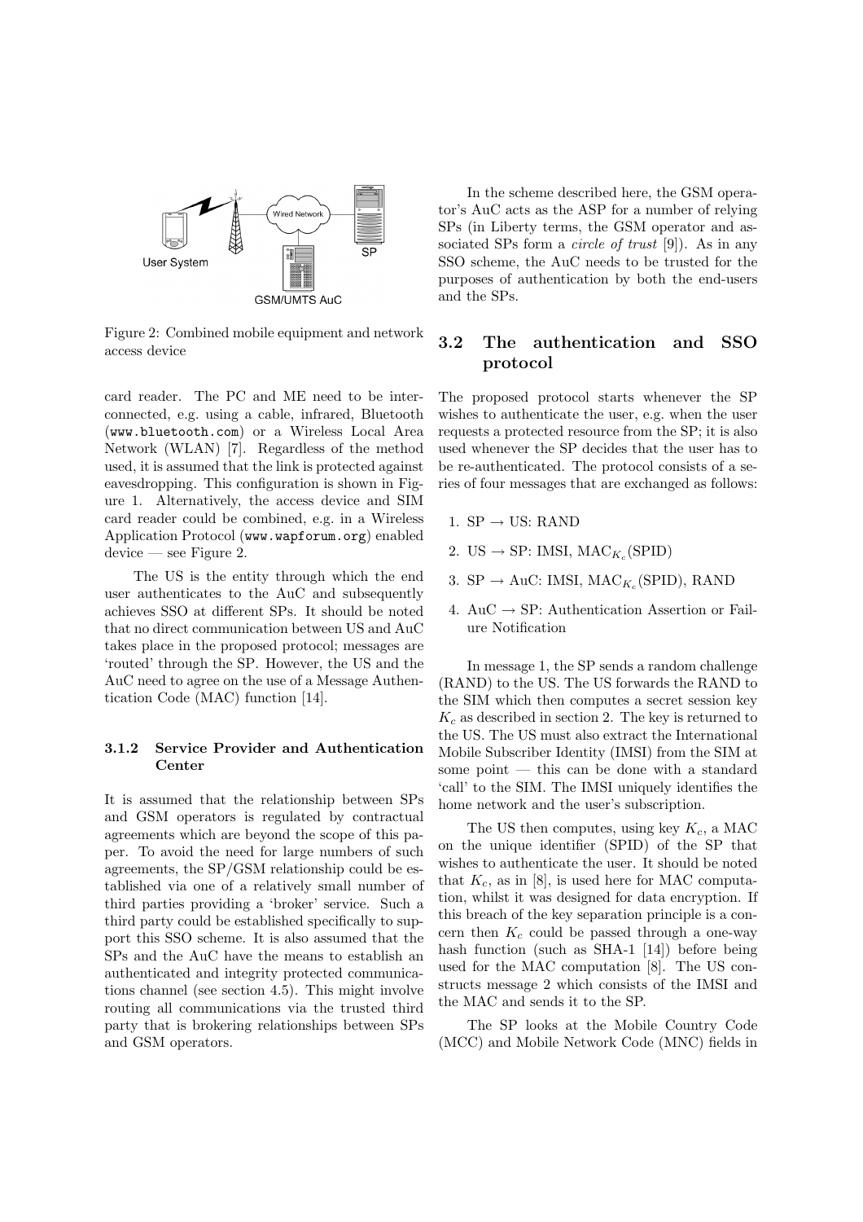Figure 2: Combined mobile equipment and network access device

card reader. The PC and ME need to be interconnected, e.g. using a cable, infrared, Bluetooth (www.bluetooth.com) or a Wireless Local Area Network (WLAN) [7]. Regardless of the method used, it is assumed that the link is protected against eavesdropping. This configuration is shown in Figure 1. Alternatively, the access device and SIM card reader could be combined, e.g. in a Wireless Application Protocol (www.wapforum.org) enabled device — see Figure 2.

The US is the entity through which the end user authenticates to the AuC and subsequently achieves SSO at different SPs. It should be noted that no direct communication between US and AuC takes place in the proposed protocol; messages are 'routed' through the SP. However, the US and the AuC need to agree on the use of a Message Authentication Code (MAC) function [14].

#### 3.1.2 Service Provider and Authentication Center

It is assumed that the relationship between SPs and GSM operators is regulated by contractual agreements which are beyond the scope of this paper. To avoid the need for large numbers of such agreements, the SP/GSM relationship could be established via one of a relatively small number of third parties providing a 'broker' service. Such a third party could be established specifically to support this SSO scheme. It is also assumed that the SPs and the AuC have the means to establish an authenticated and integrity protected communications channel (see section 4.5). This might involve routing all communications via the trusted third party that is brokering relationships between SPs and GSM operators.

In the scheme described here, the GSM operator's AuC acts as the ASP for a number of relying SPs (in Liberty terms, the GSM operator and associated SPs form a *circle of trust* [9]). As in any SSO scheme, the AuC needs to be trusted for the purposes of authentication by both the end-users and the SPs.

### 3.2 The authentication and SSO protocol

The proposed protocol starts whenever the SP wishes to authenticate the user, e.g. when the user requests a protected resource from the SP; it is also used whenever the SP decides that the user has to be re-authenticated. The protocol consists of a series of four messages that are exchanged as follows:

1. SP → US: RAND
2. US → SP: IMSI, $\text{MAC}_{K_c}(\text{SPID})$
3. SP → AuC: IMSI, $\text{MAC}_{K_c}(\text{SPID})$, RAND
4. AuC → SP: Authentication Assertion or Failure Notification

In message 1, the SP sends a random challenge (RAND) to the US. The US forwards the RAND to the SIM which then computes a secret session key $K_c$ as described in section 2. The key is returned to the US. The US must also extract the International Mobile Subscriber Identity (IMSI) from the SIM at some point — this can be done with a standard 'call' to the SIM. The IMSI uniquely identifies the home network and the user's subscription.

The US then computes, using key $K_c$, a MAC on the unique identifier (SPID) of the SP that wishes to authenticate the user. It should be noted that $K_c$, as in [8], is used here for MAC computation, whilst it was designed for data encryption. If this breach of the key separation principle is a concern then $K_c$ could be passed through a one-way hash function (such as SHA-1 [14]) before being used for the MAC computation [8]. The US constructs message 2 which consists of the IMSI and the MAC and sends it to the SP.

The SP looks at the Mobile Country Code (MCC) and Mobile Network Code (MNC) fields in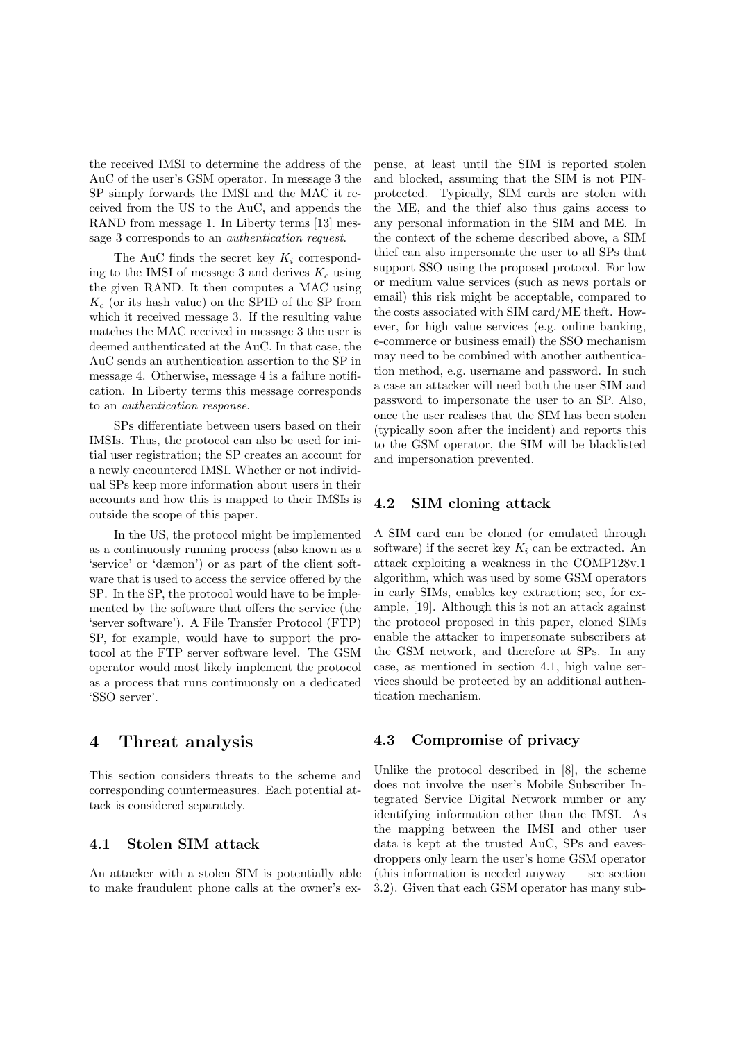the received IMSI to determine the address of the AuC of the user's GSM operator. In message 3 the SP simply forwards the IMSI and the MAC it received from the US to the AuC, and appends the RAND from message 1. In Liberty terms [13] message 3 corresponds to an *authentication request*.

The AuC finds the secret key $K_i$ corresponding to the IMSI of message 3 and derives $K_c$ using the given RAND. It then computes a MAC using $K_c$ (or its hash value) on the SPID of the SP from which it received message 3. If the resulting value matches the MAC received in message 3 the user is deemed authenticated at the AuC. In that case, the AuC sends an authentication assertion to the SP in message 4. Otherwise, message 4 is a failure notification. In Liberty terms this message corresponds to an *authentication response*.

SPs differentiate between users based on their IMSIs. Thus, the protocol can also be used for initial user registration; the SP creates an account for a newly encountered IMSI. Whether or not individual SPs keep more information about users in their accounts and how this is mapped to their IMSIs is outside the scope of this paper.

In the US, the protocol might be implemented as a continuously running process (also known as a 'service' or 'dæmon') or as part of the client software that is used to access the service offered by the SP. In the SP, the protocol would have to be implemented by the software that offers the service (the 'server software'). A File Transfer Protocol (FTP) SP, for example, would have to support the protocol at the FTP server software level. The GSM operator would most likely implement the protocol as a process that runs continuously on a dedicated 'SSO server'.

# 4 Threat analysis

This section considers threats to the scheme and corresponding countermeasures. Each potential attack is considered separately.

## 4.1 Stolen SIM attack

An attacker with a stolen SIM is potentially able to make fraudulent phone calls at the owner's expense, at least until the SIM is reported stolen and blocked, assuming that the SIM is not PIN-protected. Typically, SIM cards are stolen with the ME, and the thief also thus gains access to any personal information in the SIM and ME. In the context of the scheme described above, a SIM thief can also impersonate the user to all SPs that support SSO using the proposed protocol. For low or medium value services (such as news portals or email) this risk might be acceptable, compared to the costs associated with SIM card/ME theft. However, for high value services (e.g. online banking, e-commerce or business email) the SSO mechanism may need to be combined with another authentication method, e.g. username and password. In such a case an attacker will need both the user SIM and password to impersonate the user to an SP. Also, once the user realises that the SIM has been stolen (typically soon after the incident) and reports this to the GSM operator, the SIM will be blacklisted and impersonation prevented.

## 4.2 SIM cloning attack

A SIM card can be cloned (or emulated through software) if the secret key $K_i$ can be extracted. An attack exploiting a weakness in the COMP128v.1 algorithm, which was used by some GSM operators in early SIMs, enables key extraction; see, for example, [19]. Although this is not an attack against the protocol proposed in this paper, cloned SIMs enable the attacker to impersonate subscribers at the GSM network, and therefore at SPs. In any case, as mentioned in section 4.1, high value services should be protected by an additional authentication mechanism.

## 4.3 Compromise of privacy

Unlike the protocol described in [8], the scheme does not involve the user's Mobile Subscriber Integrated Service Digital Network number or any identifying information other than the IMSI. As the mapping between the IMSI and other user data is kept at the trusted AuC, SPs and eavesdroppers only learn the user's home GSM operator (this information is needed anyway — see section 3.2). Given that each GSM operator has many sub-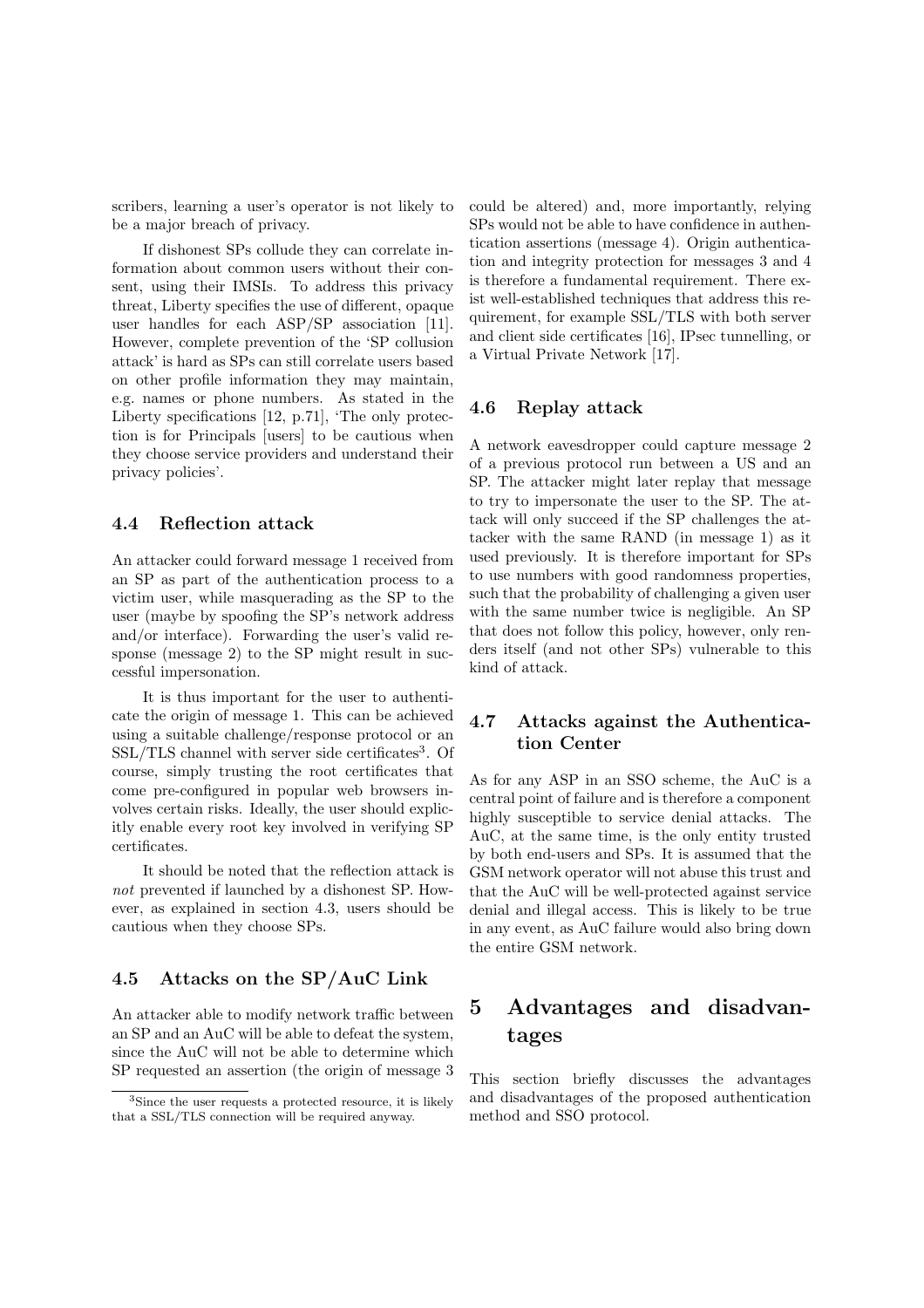scribers, learning a user's operator is not likely to be a major breach of privacy.

If dishonest SPs collude they can correlate information about common users without their consent, using their IMSIs. To address this privacy threat, Liberty specifies the use of different, opaque user handles for each ASP/SP association [11]. However, complete prevention of the 'SP collusion attack' is hard as SPs can still correlate users based on other profile information they may maintain, e.g. names or phone numbers. As stated in the Liberty specifications [12, p.71], 'The only protection is for Principals [users] to be cautious when they choose service providers and understand their privacy policies'.

### 4.4 Reflection attack

An attacker could forward message 1 received from an SP as part of the authentication process to a victim user, while masquerading as the SP to the user (maybe by spoofing the SP's network address and/or interface). Forwarding the user's valid response (message 2) to the SP might result in successful impersonation.

It is thus important for the user to authenticate the origin of message 1. This can be achieved using a suitable challenge/response protocol or an SSL/TLS channel with server side certificates[3]. Of course, simply trusting the root certificates that come pre-configured in popular web browsers involves certain risks. Ideally, the user should explicitly enable every root key involved in verifying SP certificates.

It should be noted that the reflection attack is *not* prevented if launched by a dishonest SP. However, as explained in section 4.3, users should be cautious when they choose SPs.

### 4.5 Attacks on the SP/AuC Link

An attacker able to modify network traffic between an SP and an AuC will be able to defeat the system, since the AuC will not be able to determine which SP requested an assertion (the origin of message 3 could be altered) and, more importantly, relying SPs would not be able to have confidence in authentication assertions (message 4). Origin authentication and integrity protection for messages 3 and 4 is therefore a fundamental requirement. There exist well-established techniques that address this requirement, for example SSL/TLS with both server and client side certificates [16], IPsec tunnelling, or a Virtual Private Network [17].

### 4.6 Replay attack

A network eavesdropper could capture message 2 of a previous protocol run between a US and an SP. The attacker might later replay that message to try to impersonate the user to the SP. The attack will only succeed if the SP challenges the attacker with the same RAND (in message 1) as it used previously. It is therefore important for SPs to use numbers with good randomness properties, such that the probability of challenging a given user with the same number twice is negligible. An SP that does not follow this policy, however, only renders itself (and not other SPs) vulnerable to this kind of attack.

### 4.7 Attacks against the Authentication Center

As for any ASP in an SSO scheme, the AuC is a central point of failure and is therefore a component highly susceptible to service denial attacks. The AuC, at the same time, is the only entity trusted by both end-users and SPs. It is assumed that the GSM network operator will not abuse this trust and that the AuC will be well-protected against service denial and illegal access. This is likely to be true in any event, as AuC failure would also bring down the entire GSM network.

## 5 Advantages and disadvantages

This section briefly discusses the advantages and disadvantages of the proposed authentication method and SSO protocol.

[3] Since the user requests a protected resource, it is likely that a SSL/TLS connection will be required anyway.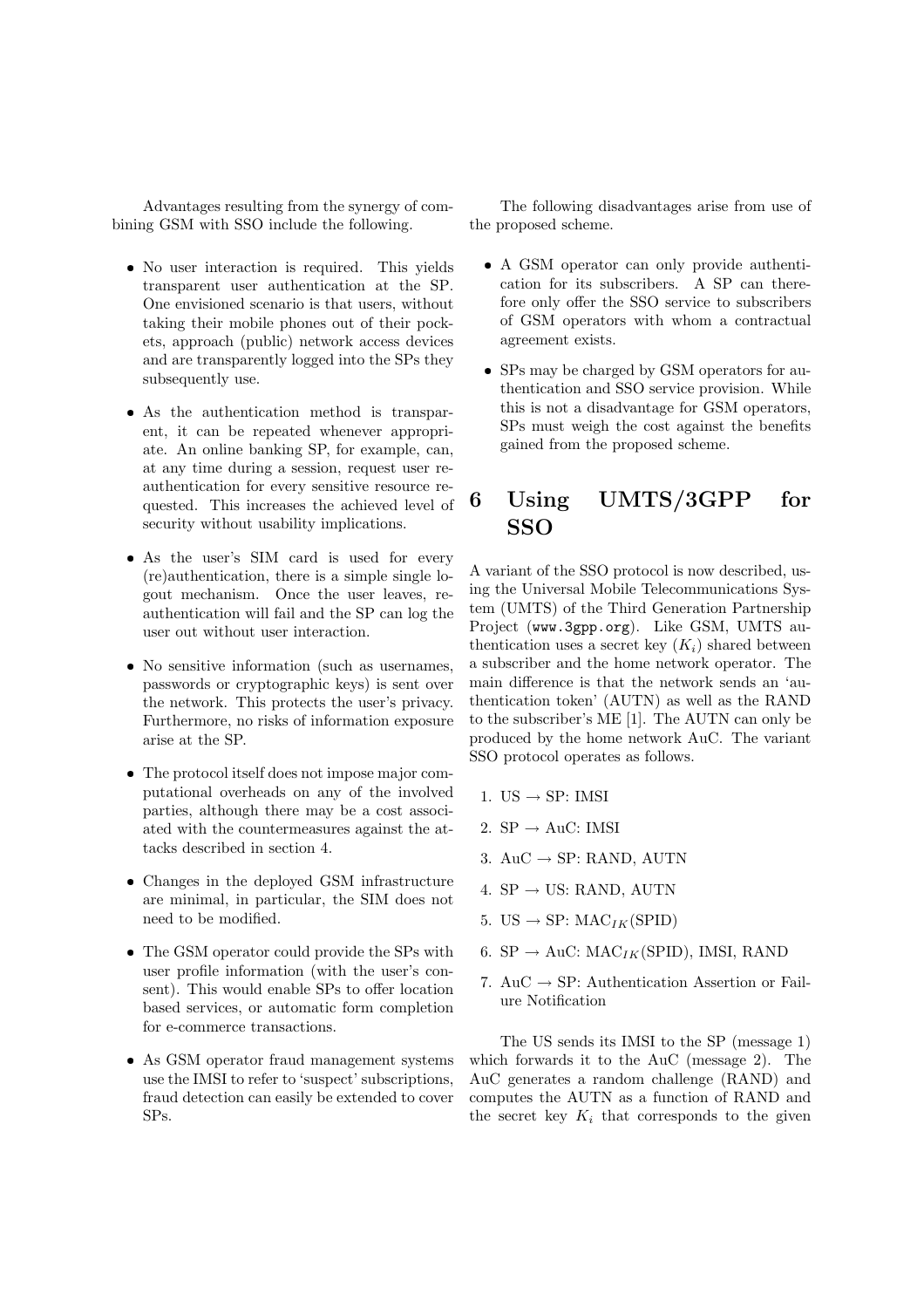Advantages resulting from the synergy of combining GSM with SSO include the following.

- No user interaction is required. This yields transparent user authentication at the SP. One envisioned scenario is that users, without taking their mobile phones out of their pockets, approach (public) network access devices and are transparently logged into the SPs they subsequently use.
- As the authentication method is transparent, it can be repeated whenever appropriate. An online banking SP, for example, can, at any time during a session, request user reauthentication for every sensitive resource requested. This increases the achieved level of security without usability implications.
- As the user's SIM card is used for every (re)authentication, there is a simple single logout mechanism. Once the user leaves, reauthentication will fail and the SP can log the user out without user interaction.
- No sensitive information (such as usernames, passwords or cryptographic keys) is sent over the network. This protects the user's privacy. Furthermore, no risks of information exposure arise at the SP.
- The protocol itself does not impose major computational overheads on any of the involved parties, although there may be a cost associated with the countermeasures against the attacks described in section 4.
- Changes in the deployed GSM infrastructure are minimal, in particular, the SIM does not need to be modified.
- The GSM operator could provide the SPs with user profile information (with the user's consent). This would enable SPs to offer location based services, or automatic form completion for e-commerce transactions.
- As GSM operator fraud management systems use the IMSI to refer to 'suspect' subscriptions, fraud detection can easily be extended to cover SPs.

The following disadvantages arise from use of the proposed scheme.

- A GSM operator can only provide authentication for its subscribers. A SP can therefore only offer the SSO service to subscribers of GSM operators with whom a contractual agreement exists.
- SPs may be charged by GSM operators for authentication and SSO service provision. While this is not a disadvantage for GSM operators, SPs must weigh the cost against the benefits gained from the proposed scheme.

# 6 Using UMTS/3GPP for SSO

A variant of the SSO protocol is now described, using the Universal Mobile Telecommunications System (UMTS) of the Third Generation Partnership Project (`www.3gpp.org`). Like GSM, UMTS authentication uses a secret key ($K_i$) shared between a subscriber and the home network operator. The main difference is that the network sends an 'authentication token' (AUTN) as well as the RAND to the subscriber's ME [1]. The AUTN can only be produced by the home network AuC. The variant SSO protocol operates as follows.

1. US → SP: IMSI
2. SP → AuC: IMSI
3. AuC → SP: RAND, AUTN
4. SP → US: RAND, AUTN
5. US → SP: $\text{MAC}_{IK}$(SPID)
6. SP → AuC: $\text{MAC}_{IK}$(SPID), IMSI, RAND
7. AuC → SP: Authentication Assertion or Failure Notification

The US sends its IMSI to the SP (message 1) which forwards it to the AuC (message 2). The AuC generates a random challenge (RAND) and computes the AUTN as a function of RAND and the secret key $K_i$ that corresponds to the given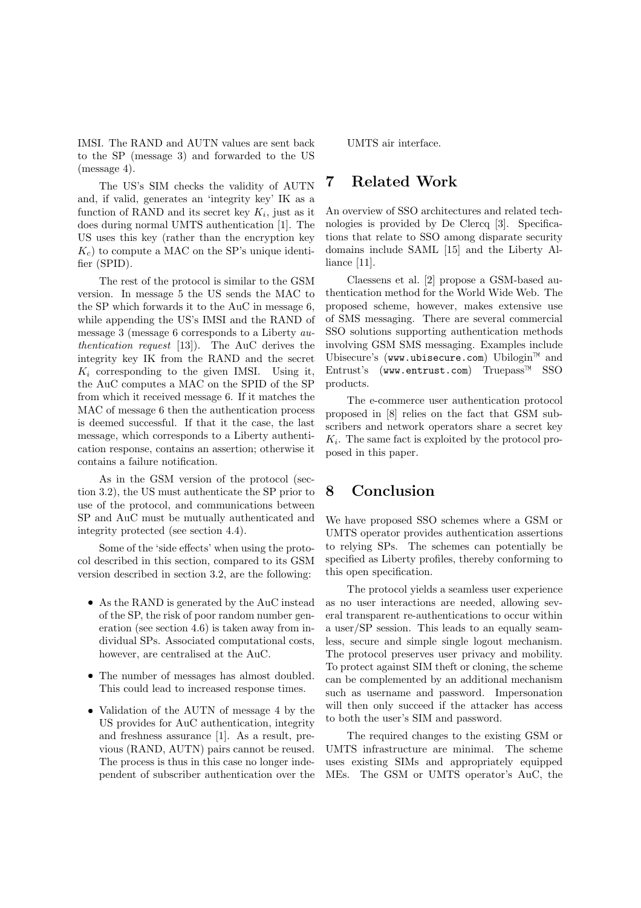IMSI. The RAND and AUTN values are sent back to the SP (message 3) and forwarded to the US (message 4).

The US's SIM checks the validity of AUTN and, if valid, generates an 'integrity key' IK as a function of RAND and its secret key $K_i$, just as it does during normal UMTS authentication [1]. The US uses this key (rather than the encryption key $K_c$) to compute a MAC on the SP's unique identifier (SPID).

The rest of the protocol is similar to the GSM version. In message 5 the US sends the MAC to the SP which forwards it to the AuC in message 6, while appending the US's IMSI and the RAND of message 3 (message 6 corresponds to a Liberty *authentication request* [13]). The AuC derives the integrity key IK from the RAND and the secret $K_i$ corresponding to the given IMSI. Using it, the AuC computes a MAC on the SPID of the SP from which it received message 6. If it matches the MAC of message 6 then the authentication process is deemed successful. If that it the case, the last message, which corresponds to a Liberty authentication response, contains an assertion; otherwise it contains a failure notification.

As in the GSM version of the protocol (section 3.2), the US must authenticate the SP prior to use of the protocol, and communications between SP and AuC must be mutually authenticated and integrity protected (see section 4.4).

Some of the 'side effects' when using the protocol described in this section, compared to its GSM version described in section 3.2, are the following:

- As the RAND is generated by the AuC instead of the SP, the risk of poor random number generation (see section 4.6) is taken away from individual SPs. Associated computational costs, however, are centralised at the AuC.
- The number of messages has almost doubled. This could lead to increased response times.
- Validation of the AUTN of message 4 by the US provides for AuC authentication, integrity and freshness assurance [1]. As a result, previous (RAND, AUTN) pairs cannot be reused. The process is thus in this case no longer independent of subscriber authentication over the UMTS air interface.

# 7 Related Work

An overview of SSO architectures and related technologies is provided by De Clercq [3]. Specifications that relate to SSO among disparate security domains include SAML [15] and the Liberty Alliance [11].

Claessens et al. [2] propose a GSM-based authentication method for the World Wide Web. The proposed scheme, however, makes extensive use of SMS messaging. There are several commercial SSO solutions supporting authentication methods involving GSM SMS messaging. Examples include Ubisecure's (`www.ubisecure.com`) Ubilogin™ and Entrust's (`www.entrust.com`) Truepass™ SSO products.

The e-commerce user authentication protocol proposed in [8] relies on the fact that GSM subscribers and network operators share a secret key $K_i$. The same fact is exploited by the protocol proposed in this paper.

# 8 Conclusion

We have proposed SSO schemes where a GSM or UMTS operator provides authentication assertions to relying SPs. The schemes can potentially be specified as Liberty profiles, thereby conforming to this open specification.

The protocol yields a seamless user experience as no user interactions are needed, allowing several transparent re-authentications to occur within a user/SP session. This leads to an equally seamless, secure and simple single logout mechanism. The protocol preserves user privacy and mobility. To protect against SIM theft or cloning, the scheme can be complemented by an additional mechanism such as username and password. Impersonation will then only succeed if the attacker has access to both the user's SIM and password.

The required changes to the existing GSM or UMTS infrastructure are minimal. The scheme uses existing SIMs and appropriately equipped MEs. The GSM or UMTS operator's AuC, the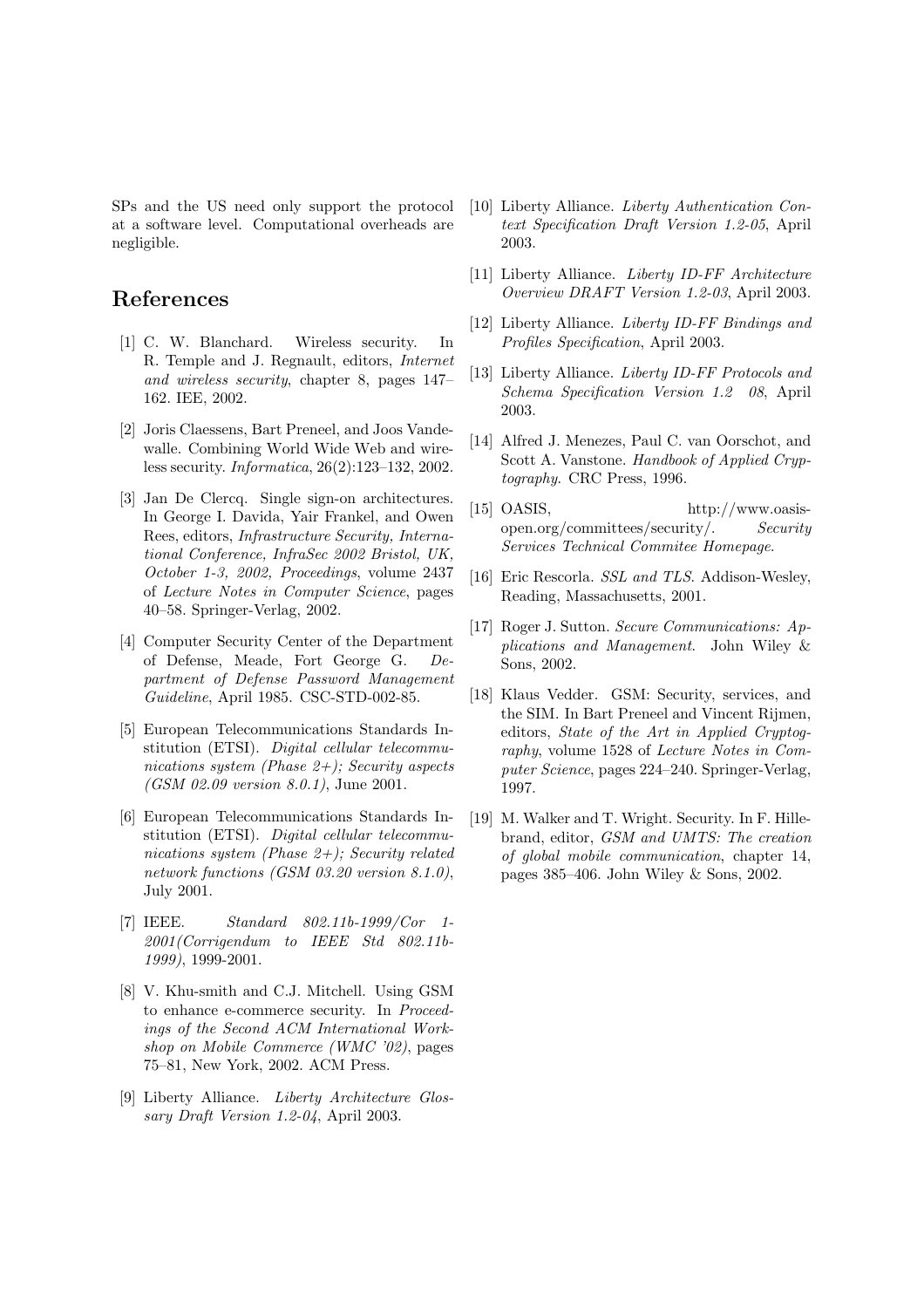SPs and the US need only support the protocol at a software level. Computational overheads are negligible.

## References

[1] C. W. Blanchard. Wireless security. In R. Temple and J. Regnault, editors, *Internet and wireless security*, chapter 8, pages 147–162. IEE, 2002.

[2] Joris Claessens, Bart Preneel, and Joos Vandewalle. Combining World Wide Web and wireless security. *Informatica*, 26(2):123–132, 2002.

[3] Jan De Clercq. Single sign-on architectures. In George I. Davida, Yair Frankel, and Owen Rees, editors, *Infrastructure Security, International Conference, InfraSec 2002 Bristol, UK, October 1-3, 2002, Proceedings*, volume 2437 of *Lecture Notes in Computer Science*, pages 40–58. Springer-Verlag, 2002.

[4] Computer Security Center of the Department of Defense, Meade, Fort George G. *Department of Defense Password Management Guideline*, April 1985. CSC-STD-002-85.

[5] European Telecommunications Standards Institution (ETSI). *Digital cellular telecommunications system (Phase 2+); Security aspects (GSM 02.09 version 8.0.1)*, June 2001.

[6] European Telecommunications Standards Institution (ETSI). *Digital cellular telecommunications system (Phase 2+); Security related network functions (GSM 03.20 version 8.1.0)*, July 2001.

[7] IEEE. *Standard 802.11b-1999/Cor 1-2001(Corrigendum to IEEE Std 802.11b-1999)*, 1999-2001.

[8] V. Khu-smith and C.J. Mitchell. Using GSM to enhance e-commerce security. In *Proceedings of the Second ACM International Workshop on Mobile Commerce (WMC '02)*, pages 75–81, New York, 2002. ACM Press.

[9] Liberty Alliance. *Liberty Architecture Glossary Draft Version 1.2-04*, April 2003.

[10] Liberty Alliance. *Liberty Authentication Context Specification Draft Version 1.2-05*, April 2003.

[11] Liberty Alliance. *Liberty ID-FF Architecture Overview DRAFT Version 1.2-03*, April 2003.

[12] Liberty Alliance. *Liberty ID-FF Bindings and Profiles Specification*, April 2003.

[13] Liberty Alliance. *Liberty ID-FF Protocols and Schema Specification Version 1.2 08*, April 2003.

[14] Alfred J. Menezes, Paul C. van Oorschot, and Scott A. Vanstone. *Handbook of Applied Cryptography*. CRC Press, 1996.

[15] OASIS, http://www.oasis-open.org/committees/security/. *Security Services Technical Commitee Homepage*.

[16] Eric Rescorla. *SSL and TLS*. Addison-Wesley, Reading, Massachusetts, 2001.

[17] Roger J. Sutton. *Secure Communications: Applications and Management*. John Wiley & Sons, 2002.

[18] Klaus Vedder. GSM: Security, services, and the SIM. In Bart Preneel and Vincent Rijmen, editors, *State of the Art in Applied Cryptography*, volume 1528 of *Lecture Notes in Computer Science*, pages 224–240. Springer-Verlag, 1997.

[19] M. Walker and T. Wright. Security. In F. Hillebrand, editor, *GSM and UMTS: The creation of global mobile communication*, chapter 14, pages 385–406. John Wiley & Sons, 2002.